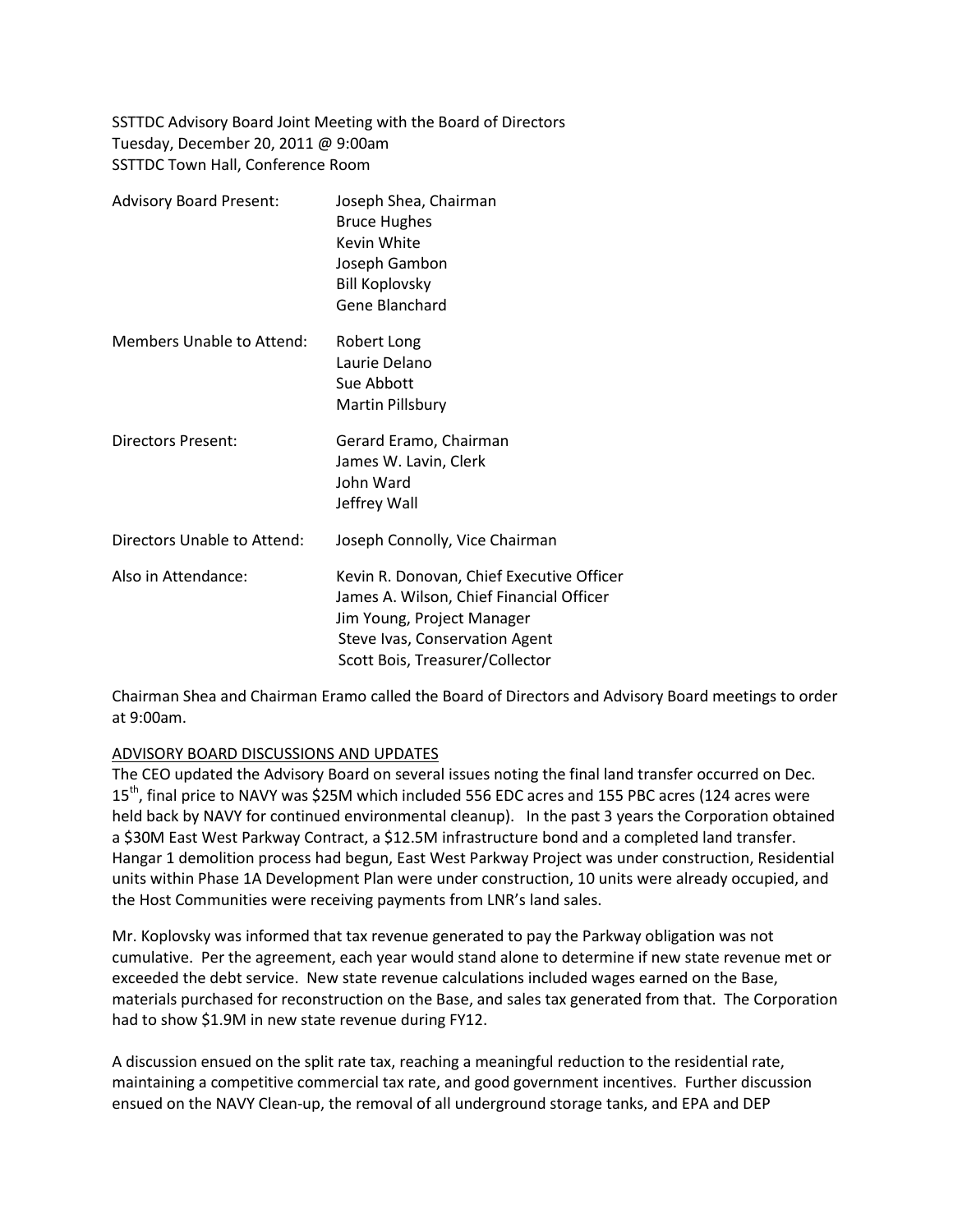SSTTDC Advisory Board Joint Meeting with the Board of Directors
Tuesday, December 20, 2011 @ 9:00am
SSTTDC Town Hall, Conference Room

| | |
|---|---|
| Advisory Board Present: | Joseph Shea, Chairman<br>Bruce Hughes<br>Kevin White<br>Joseph Gambon<br>Bill Koplovsky<br>Gene Blanchard |
| Members Unable to Attend: | Robert Long<br>Laurie Delano<br>Sue Abbott<br>Martin Pillsbury |
| Directors Present: | Gerard Eramo, Chairman<br>James W. Lavin, Clerk<br>John Ward<br>Jeffrey Wall |
| Directors Unable to Attend: | Joseph Connolly, Vice Chairman |
| Also in Attendance: | Kevin R. Donovan, Chief Executive Officer<br>James A. Wilson, Chief Financial Officer<br>Jim Young, Project Manager<br>Steve Ivas, Conservation Agent<br>Scott Bois, Treasurer/Collector |

Chairman Shea and Chairman Eramo called the Board of Directors and Advisory Board meetings to order at 9:00am.

## ADVISORY BOARD DISCUSSIONS AND UPDATES

The CEO updated the Advisory Board on several issues noting the final land transfer occurred on Dec. 15th, final price to NAVY was $25M which included 556 EDC acres and 155 PBC acres (124 acres were held back by NAVY for continued environmental cleanup). In the past 3 years the Corporation obtained a $30M East West Parkway Contract, a $12.5M infrastructure bond and a completed land transfer. Hangar 1 demolition process had begun, East West Parkway Project was under construction, Residential units within Phase 1A Development Plan were under construction, 10 units were already occupied, and the Host Communities were receiving payments from LNR's land sales.

Mr. Koplovsky was informed that tax revenue generated to pay the Parkway obligation was not cumulative. Per the agreement, each year would stand alone to determine if new state revenue met or exceeded the debt service. New state revenue calculations included wages earned on the Base, materials purchased for reconstruction on the Base, and sales tax generated from that. The Corporation had to show $1.9M in new state revenue during FY12.

A discussion ensued on the split rate tax, reaching a meaningful reduction to the residential rate, maintaining a competitive commercial tax rate, and good government incentives. Further discussion ensued on the NAVY Clean-up, the removal of all underground storage tanks, and EPA and DEP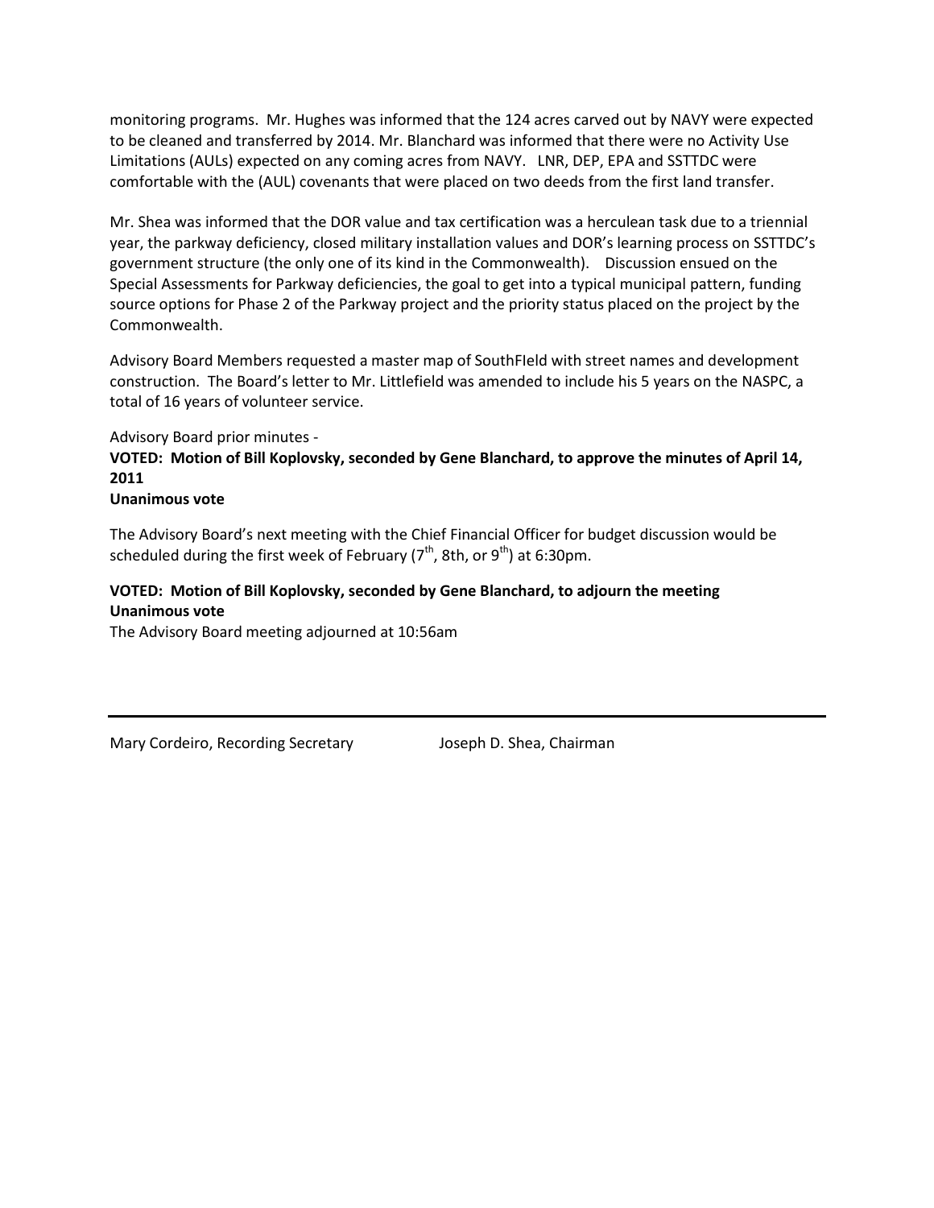monitoring programs. Mr. Hughes was informed that the 124 acres carved out by NAVY were expected to be cleaned and transferred by 2014. Mr. Blanchard was informed that there were no Activity Use Limitations (AULs) expected on any coming acres from NAVY. LNR, DEP, EPA and SSTTDC were comfortable with the (AUL) covenants that were placed on two deeds from the first land transfer.

Mr. Shea was informed that the DOR value and tax certification was a herculean task due to a triennial year, the parkway deficiency, closed military installation values and DOR's learning process on SSTTDC's government structure (the only one of its kind in the Commonwealth). Discussion ensued on the Special Assessments for Parkway deficiencies, the goal to get into a typical municipal pattern, funding source options for Phase 2 of the Parkway project and the priority status placed on the project by the Commonwealth.

Advisory Board Members requested a master map of SouthFIeld with street names and development construction. The Board's letter to Mr. Littlefield was amended to include his 5 years on the NASPC, a total of 16 years of volunteer service.

Advisory Board prior minutes -
**VOTED: Motion of Bill Koplovsky, seconded by Gene Blanchard, to approve the minutes of April 14, 2011**
**Unanimous vote**

The Advisory Board's next meeting with the Chief Financial Officer for budget discussion would be scheduled during the first week of February (7th, 8th, or 9th) at 6:30pm.

**VOTED: Motion of Bill Koplovsky, seconded by Gene Blanchard, to adjourn the meeting**
**Unanimous vote**
The Advisory Board meeting adjourned at 10:56am

---

Mary Cordeiro, Recording Secretary        Joseph D. Shea, Chairman